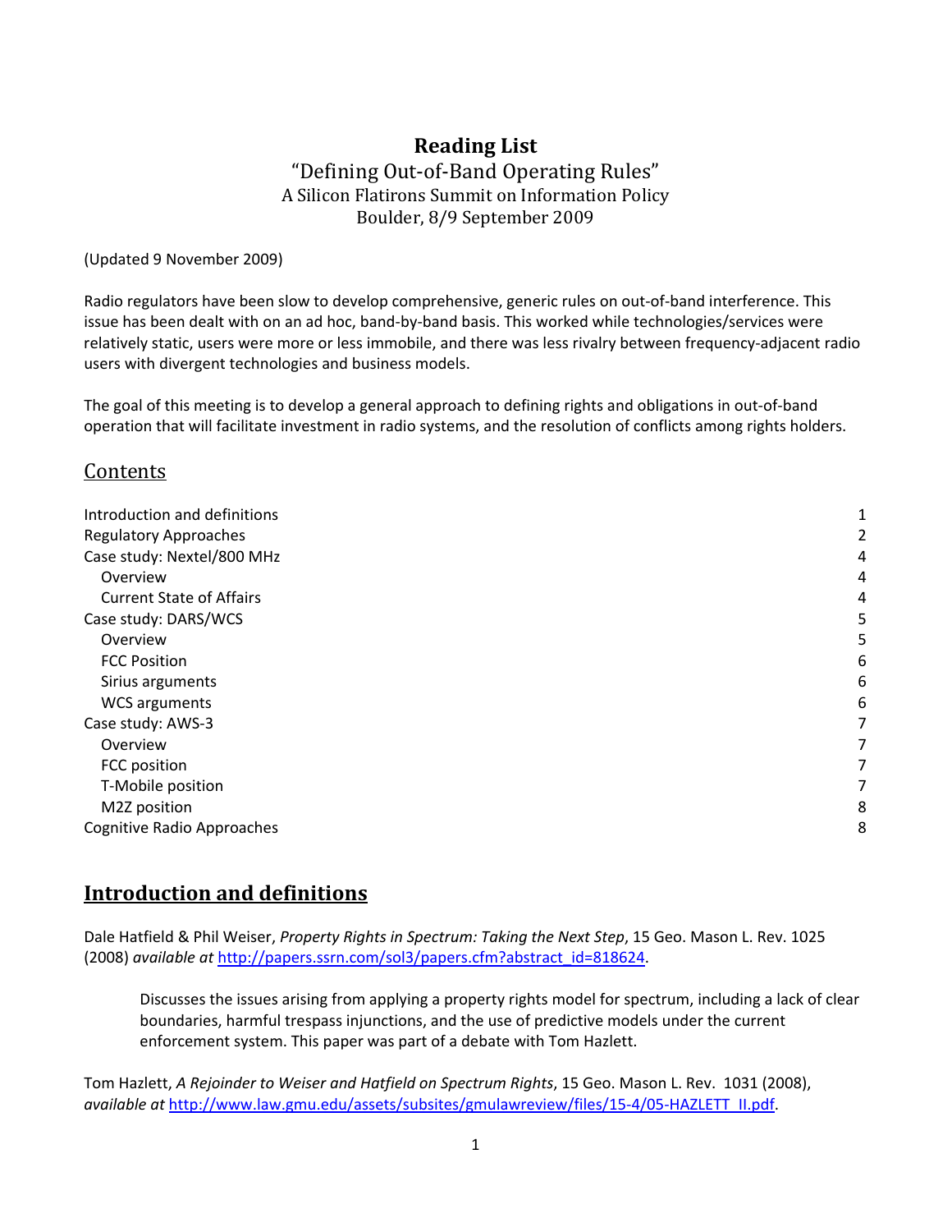# Reading List

## "Defining Out-of-Band Operating Rules"
### A Silicon Flatirons Summit on Information Policy
### Boulder, 8/9 September 2009

(Updated 9 November 2009)

Radio regulators have been slow to develop comprehensive, generic rules on out-of-band interference. This issue has been dealt with on an ad hoc, band-by-band basis. This worked while technologies/services were relatively static, users were more or less immobile, and there was less rivalry between frequency-adjacent radio users with divergent technologies and business models.

The goal of this meeting is to develop a general approach to defining rights and obligations in out-of-band operation that will facilitate investment in radio systems, and the resolution of conflicts among rights holders.

## Contents

| | |
|---|---|
| Introduction and definitions | 1 |
| Regulatory Approaches | 2 |
| Case study: Nextel/800 MHz | 4 |
| Overview | 4 |
| Current State of Affairs | 4 |
| Case study: DARS/WCS | 5 |
| Overview | 5 |
| FCC Position | 6 |
| Sirius arguments | 6 |
| WCS arguments | 6 |
| Case study: AWS-3 | 7 |
| Overview | 7 |
| FCC position | 7 |
| T-Mobile position | 7 |
| M2Z position | 8 |
| Cognitive Radio Approaches | 8 |

## Introduction and definitions

Dale Hatfield & Phil Weiser, *Property Rights in Spectrum: Taking the Next Step*, 15 Geo. Mason L. Rev. 1025 (2008) *available at* http://papers.ssrn.com/sol3/papers.cfm?abstract_id=818624.

> Discusses the issues arising from applying a property rights model for spectrum, including a lack of clear boundaries, harmful trespass injunctions, and the use of predictive models under the current enforcement system. This paper was part of a debate with Tom Hazlett.

Tom Hazlett, *A Rejoinder to Weiser and Hatfield on Spectrum Rights*, 15 Geo. Mason L. Rev. 1031 (2008), *available at* http://www.law.gmu.edu/assets/subsites/gmulawreview/files/15-4/05-HAZLETT_II.pdf.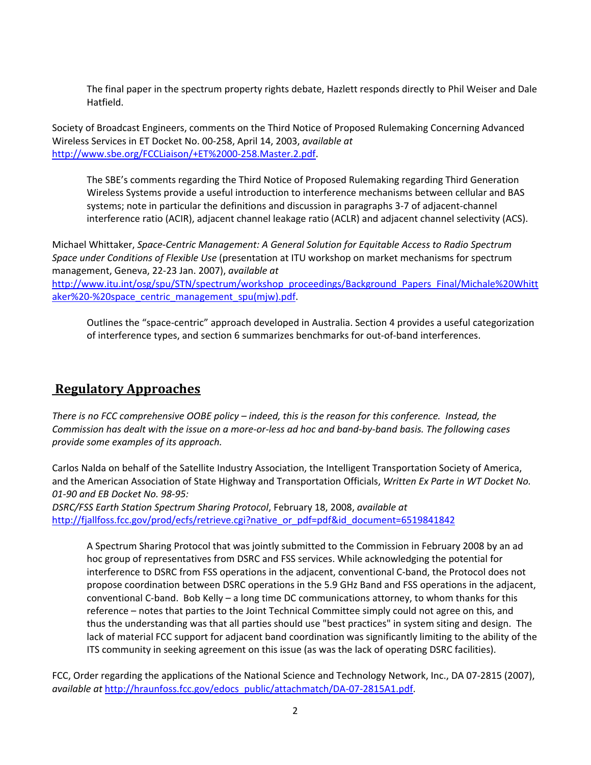The final paper in the spectrum property rights debate, Hazlett responds directly to Phil Weiser and Dale Hatfield.

Society of Broadcast Engineers, comments on the Third Notice of Proposed Rulemaking Concerning Advanced Wireless Services in ET Docket No. 00-258, April 14, 2003, *available at* http://www.sbe.org/FCCLiaison/+ET%2000-258.Master.2.pdf.

The SBE's comments regarding the Third Notice of Proposed Rulemaking regarding Third Generation Wireless Systems provide a useful introduction to interference mechanisms between cellular and BAS systems; note in particular the definitions and discussion in paragraphs 3-7 of adjacent-channel interference ratio (ACIR), adjacent channel leakage ratio (ACLR) and adjacent channel selectivity (ACS).

Michael Whittaker, *Space-Centric Management: A General Solution for Equitable Access to Radio Spectrum Space under Conditions of Flexible Use* (presentation at ITU workshop on market mechanisms for spectrum management, Geneva, 22-23 Jan. 2007), *available at* http://www.itu.int/osg/spu/STN/spectrum/workshop_proceedings/Background_Papers_Final/Michale%20Whittaker%20-%20space_centric_management_spu(mjw).pdf.

Outlines the "space-centric" approach developed in Australia. Section 4 provides a useful categorization of interference types, and section 6 summarizes benchmarks for out-of-band interferences.

## Regulatory Approaches

*There is no FCC comprehensive OOBE policy – indeed, this is the reason for this conference. Instead, the Commission has dealt with the issue on a more-or-less ad hoc and band-by-band basis. The following cases provide some examples of its approach.*

Carlos Nalda on behalf of the Satellite Industry Association, the Intelligent Transportation Society of America, and the American Association of State Highway and Transportation Officials, *Written Ex Parte in WT Docket No. 01-90 and EB Docket No. 98-95: DSRC/FSS Earth Station Spectrum Sharing Protocol*, February 18, 2008, *available at* http://fjallfoss.fcc.gov/prod/ecfs/retrieve.cgi?native_or_pdf=pdf&id_document=6519841842

A Spectrum Sharing Protocol that was jointly submitted to the Commission in February 2008 by an ad hoc group of representatives from DSRC and FSS services. While acknowledging the potential for interference to DSRC from FSS operations in the adjacent, conventional C-band, the Protocol does not propose coordination between DSRC operations in the 5.9 GHz Band and FSS operations in the adjacent, conventional C-band. Bob Kelly – a long time DC communications attorney, to whom thanks for this reference – notes that parties to the Joint Technical Committee simply could not agree on this, and thus the understanding was that all parties should use "best practices" in system siting and design. The lack of material FCC support for adjacent band coordination was significantly limiting to the ability of the ITS community in seeking agreement on this issue (as was the lack of operating DSRC facilities).

FCC, Order regarding the applications of the National Science and Technology Network, Inc., DA 07-2815 (2007), *available at* http://hraunfoss.fcc.gov/edocs_public/attachmatch/DA-07-2815A1.pdf.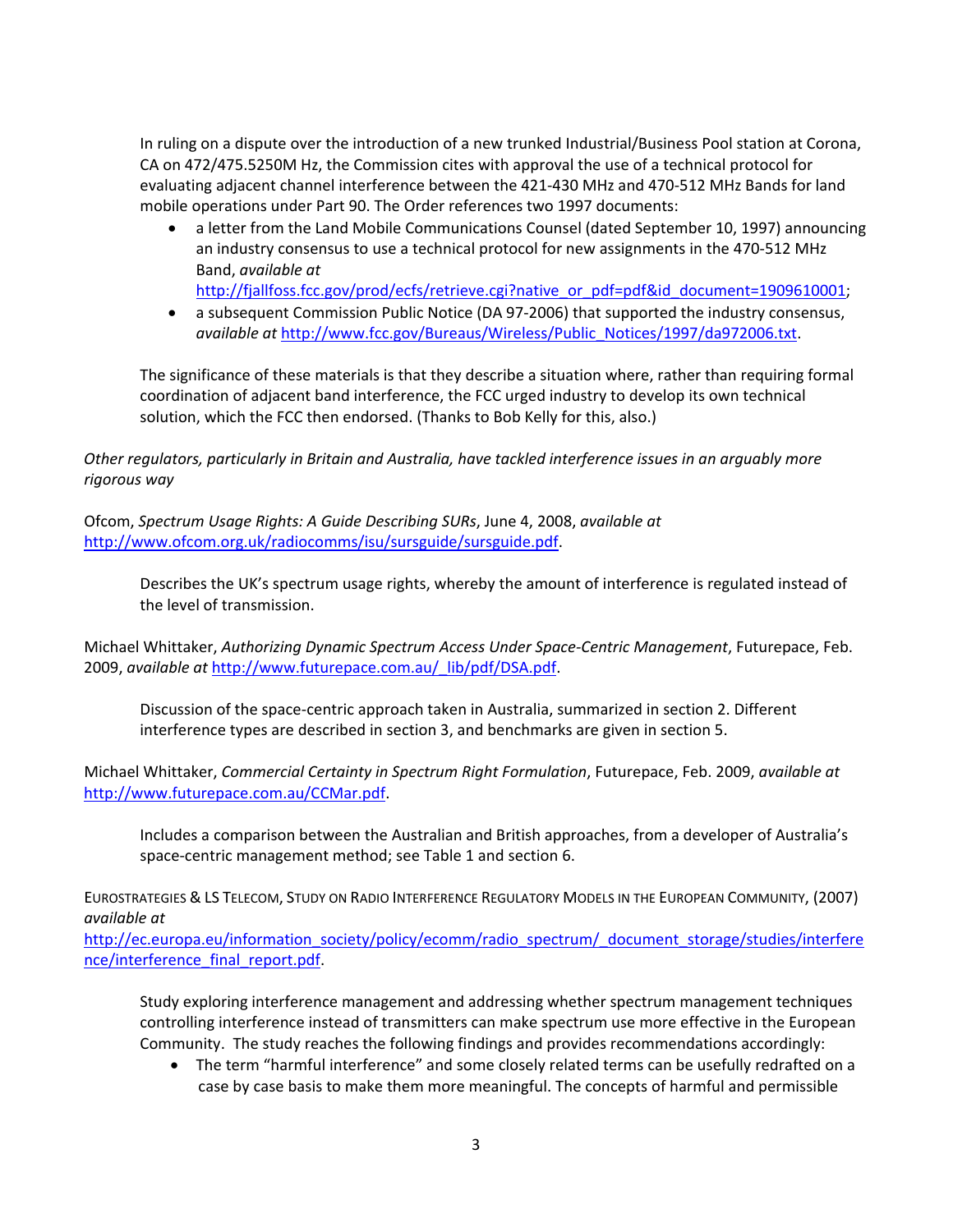In ruling on a dispute over the introduction of a new trunked Industrial/Business Pool station at Corona, CA on 472/475.5250M Hz, the Commission cites with approval the use of a technical protocol for evaluating adjacent channel interference between the 421-430 MHz and 470-512 MHz Bands for land mobile operations under Part 90. The Order references two 1997 documents:

- a letter from the Land Mobile Communications Counsel (dated September 10, 1997) announcing an industry consensus to use a technical protocol for new assignments in the 470-512 MHz Band, *available at* http://fjallfoss.fcc.gov/prod/ecfs/retrieve.cgi?native_or_pdf=pdf&id_document=1909610001;
- a subsequent Commission Public Notice (DA 97-2006) that supported the industry consensus, *available at* http://www.fcc.gov/Bureaus/Wireless/Public_Notices/1997/da972006.txt.

The significance of these materials is that they describe a situation where, rather than requiring formal coordination of adjacent band interference, the FCC urged industry to develop its own technical solution, which the FCC then endorsed. (Thanks to Bob Kelly for this, also.)

*Other regulators, particularly in Britain and Australia, have tackled interference issues in an arguably more rigorous way*

Ofcom, *Spectrum Usage Rights: A Guide Describing SURs*, June 4, 2008, *available at* http://www.ofcom.org.uk/radiocomms/isu/sursguide/sursguide.pdf.

> Describes the UK's spectrum usage rights, whereby the amount of interference is regulated instead of the level of transmission.

Michael Whittaker, *Authorizing Dynamic Spectrum Access Under Space-Centric Management*, Futurepace, Feb. 2009, *available at* http://www.futurepace.com.au/_lib/pdf/DSA.pdf.

> Discussion of the space-centric approach taken in Australia, summarized in section 2. Different interference types are described in section 3, and benchmarks are given in section 5.

Michael Whittaker, *Commercial Certainty in Spectrum Right Formulation*, Futurepace, Feb. 2009, *available at* http://www.futurepace.com.au/CCMar.pdf.

> Includes a comparison between the Australian and British approaches, from a developer of Australia's space-centric management method; see Table 1 and section 6.

EUROSTRATEGIES & LS TELECOM, STUDY ON RADIO INTERFERENCE REGULATORY MODELS IN THE EUROPEAN COMMUNITY, (2007) *available at* http://ec.europa.eu/information_society/policy/ecomm/radio_spectrum/_document_storage/studies/interference/interference_final_report.pdf.

> Study exploring interference management and addressing whether spectrum management techniques controlling interference instead of transmitters can make spectrum use more effective in the European Community. The study reaches the following findings and provides recommendations accordingly:
>
> - The term "harmful interference" and some closely related terms can be usefully redrafted on a case by case basis to make them more meaningful. The concepts of harmful and permissible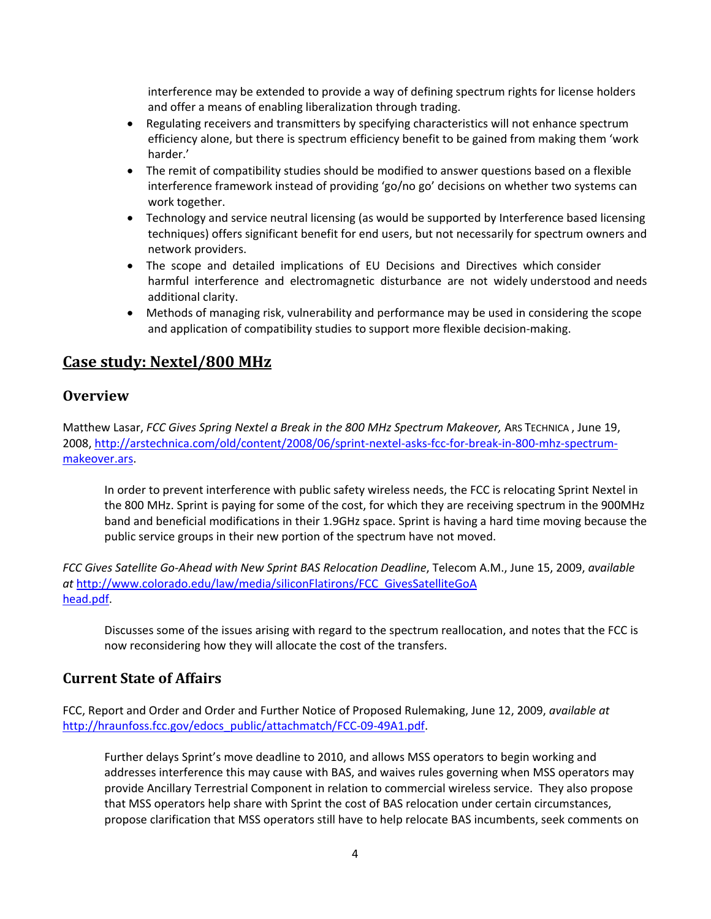interference may be extended to provide a way of defining spectrum rights for license holders and offer a means of enabling liberalization through trading.

- Regulating receivers and transmitters by specifying characteristics will not enhance spectrum efficiency alone, but there is spectrum efficiency benefit to be gained from making them 'work harder.'
- The remit of compatibility studies should be modified to answer questions based on a flexible interference framework instead of providing 'go/no go' decisions on whether two systems can work together.
- Technology and service neutral licensing (as would be supported by Interference based licensing techniques) offers significant benefit for end users, but not necessarily for spectrum owners and network providers.
- The scope and detailed implications of EU Decisions and Directives which consider harmful interference and electromagnetic disturbance are not widely understood and needs additional clarity.
- Methods of managing risk, vulnerability and performance may be used in considering the scope and application of compatibility studies to support more flexible decision-making.

## Case study: Nextel/800 MHz

### Overview

Matthew Lasar, *FCC Gives Spring Nextel a Break in the 800 MHz Spectrum Makeover,* ARS TECHNICA , June 19, 2008, http://arstechnica.com/old/content/2008/06/sprint-nextel-asks-fcc-for-break-in-800-mhz-spectrum-makeover.ars.

> In order to prevent interference with public safety wireless needs, the FCC is relocating Sprint Nextel in the 800 MHz. Sprint is paying for some of the cost, for which they are receiving spectrum in the 900MHz band and beneficial modifications in their 1.9GHz space. Sprint is having a hard time moving because the public service groups in their new portion of the spectrum have not moved.

*FCC Gives Satellite Go-Ahead with New Sprint BAS Relocation Deadline*, Telecom A.M., June 15, 2009, *available at* http://www.colorado.edu/law/media/siliconFlatirons/FCC_GivesSatelliteGoAhead.pdf.

> Discusses some of the issues arising with regard to the spectrum reallocation, and notes that the FCC is now reconsidering how they will allocate the cost of the transfers.

### Current State of Affairs

FCC, Report and Order and Order and Further Notice of Proposed Rulemaking, June 12, 2009, *available at* http://hraunfoss.fcc.gov/edocs_public/attachmatch/FCC-09-49A1.pdf.

> Further delays Sprint's move deadline to 2010, and allows MSS operators to begin working and addresses interference this may cause with BAS, and waives rules governing when MSS operators may provide Ancillary Terrestrial Component in relation to commercial wireless service. They also propose that MSS operators help share with Sprint the cost of BAS relocation under certain circumstances, propose clarification that MSS operators still have to help relocate BAS incumbents, seek comments on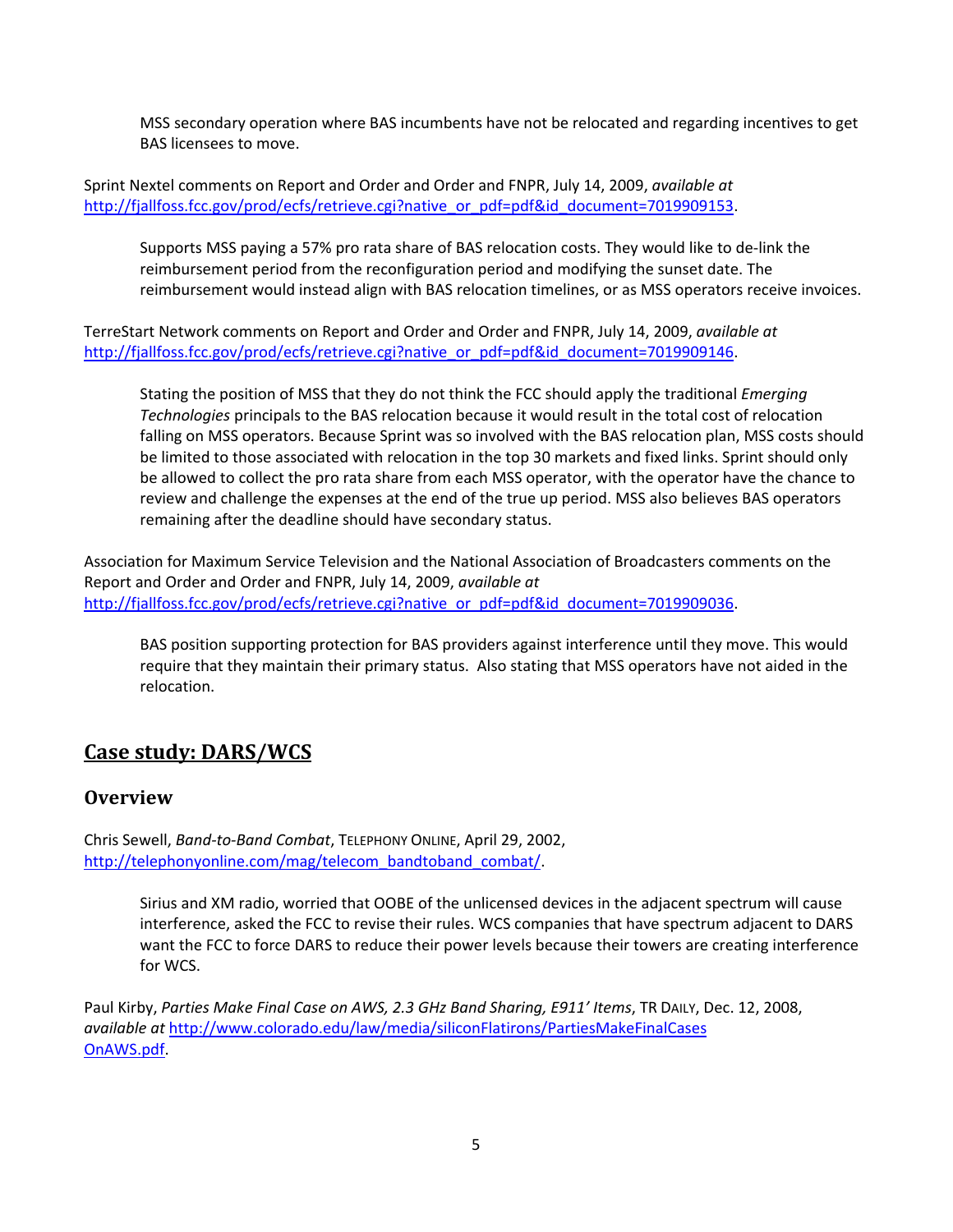MSS secondary operation where BAS incumbents have not be relocated and regarding incentives to get BAS licensees to move.

Sprint Nextel comments on Report and Order and Order and FNPR, July 14, 2009, *available at* http://fjallfoss.fcc.gov/prod/ecfs/retrieve.cgi?native_or_pdf=pdf&id_document=7019909153.

> Supports MSS paying a 57% pro rata share of BAS relocation costs. They would like to de-link the reimbursement period from the reconfiguration period and modifying the sunset date. The reimbursement would instead align with BAS relocation timelines, or as MSS operators receive invoices.

TerreStart Network comments on Report and Order and Order and FNPR, July 14, 2009, *available at* http://fjallfoss.fcc.gov/prod/ecfs/retrieve.cgi?native_or_pdf=pdf&id_document=7019909146.

> Stating the position of MSS that they do not think the FCC should apply the traditional *Emerging Technologies* principals to the BAS relocation because it would result in the total cost of relocation falling on MSS operators. Because Sprint was so involved with the BAS relocation plan, MSS costs should be limited to those associated with relocation in the top 30 markets and fixed links. Sprint should only be allowed to collect the pro rata share from each MSS operator, with the operator have the chance to review and challenge the expenses at the end of the true up period. MSS also believes BAS operators remaining after the deadline should have secondary status.

Association for Maximum Service Television and the National Association of Broadcasters comments on the Report and Order and Order and FNPR, July 14, 2009, *available at* http://fjallfoss.fcc.gov/prod/ecfs/retrieve.cgi?native_or_pdf=pdf&id_document=7019909036.

> BAS position supporting protection for BAS providers against interference until they move. This would require that they maintain their primary status. Also stating that MSS operators have not aided in the relocation.

## Case study: DARS/WCS

### Overview

Chris Sewell, *Band-to-Band Combat*, TELEPHONY ONLINE, April 29, 2002, http://telephonyonline.com/mag/telecom_bandtoband_combat/.

> Sirius and XM radio, worried that OOBE of the unlicensed devices in the adjacent spectrum will cause interference, asked the FCC to revise their rules. WCS companies that have spectrum adjacent to DARS want the FCC to force DARS to reduce their power levels because their towers are creating interference for WCS.

Paul Kirby, *Parties Make Final Case on AWS, 2.3 GHz Band Sharing, E911' Items*, TR DAILY, Dec. 12, 2008, *available at* http://www.colorado.edu/law/media/siliconFlatirons/PartiesMakeFinalCasesOnAWS.pdf.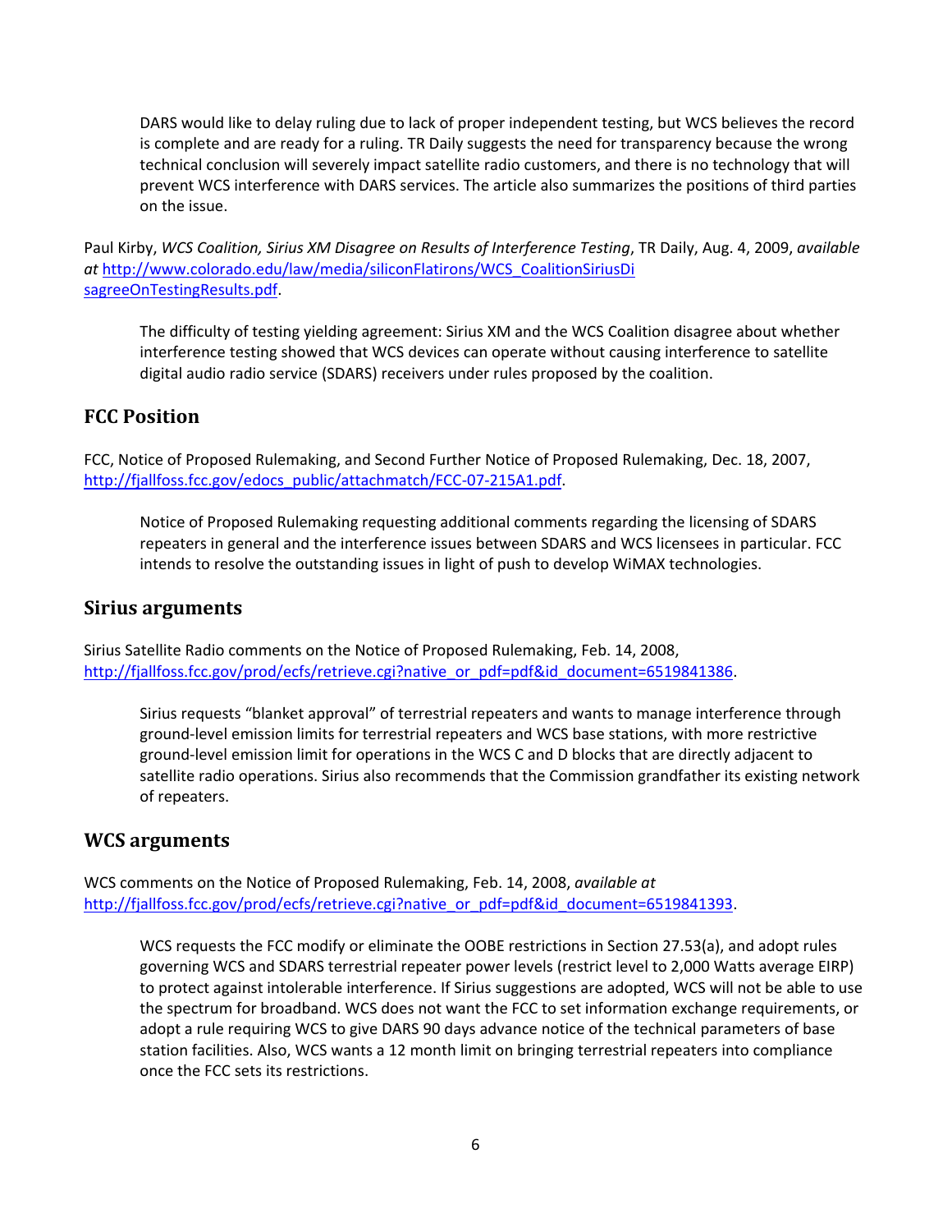DARS would like to delay ruling due to lack of proper independent testing, but WCS believes the record is complete and are ready for a ruling. TR Daily suggests the need for transparency because the wrong technical conclusion will severely impact satellite radio customers, and there is no technology that will prevent WCS interference with DARS services. The article also summarizes the positions of third parties on the issue.

Paul Kirby, *WCS Coalition, Sirius XM Disagree on Results of Interference Testing*, TR Daily, Aug. 4, 2009, *available at* [http://www.colorado.edu/law/media/siliconFlatirons/WCS_CoalitionSiriusDisagreeOnTestingResults.pdf](http://www.colorado.edu/law/media/siliconFlatirons/WCS_CoalitionSiriusDisagreeOnTestingResults.pdf).

> The difficulty of testing yielding agreement: Sirius XM and the WCS Coalition disagree about whether interference testing showed that WCS devices can operate without causing interference to satellite digital audio radio service (SDARS) receivers under rules proposed by the coalition.

## FCC Position

FCC, Notice of Proposed Rulemaking, and Second Further Notice of Proposed Rulemaking, Dec. 18, 2007, [http://fjallfoss.fcc.gov/edocs_public/attachmatch/FCC-07-215A1.pdf](http://fjallfoss.fcc.gov/edocs_public/attachmatch/FCC-07-215A1.pdf).

> Notice of Proposed Rulemaking requesting additional comments regarding the licensing of SDARS repeaters in general and the interference issues between SDARS and WCS licensees in particular. FCC intends to resolve the outstanding issues in light of push to develop WiMAX technologies.

## Sirius arguments

Sirius Satellite Radio comments on the Notice of Proposed Rulemaking, Feb. 14, 2008, [http://fjallfoss.fcc.gov/prod/ecfs/retrieve.cgi?native_or_pdf=pdf&id_document=6519841386](http://fjallfoss.fcc.gov/prod/ecfs/retrieve.cgi?native_or_pdf=pdf&id_document=6519841386).

> Sirius requests "blanket approval" of terrestrial repeaters and wants to manage interference through ground-level emission limits for terrestrial repeaters and WCS base stations, with more restrictive ground-level emission limit for operations in the WCS C and D blocks that are directly adjacent to satellite radio operations. Sirius also recommends that the Commission grandfather its existing network of repeaters.

## WCS arguments

WCS comments on the Notice of Proposed Rulemaking, Feb. 14, 2008, *available at* [http://fjallfoss.fcc.gov/prod/ecfs/retrieve.cgi?native_or_pdf=pdf&id_document=6519841393](http://fjallfoss.fcc.gov/prod/ecfs/retrieve.cgi?native_or_pdf=pdf&id_document=6519841393).

> WCS requests the FCC modify or eliminate the OOBE restrictions in Section 27.53(a), and adopt rules governing WCS and SDARS terrestrial repeater power levels (restrict level to 2,000 Watts average EIRP) to protect against intolerable interference. If Sirius suggestions are adopted, WCS will not be able to use the spectrum for broadband. WCS does not want the FCC to set information exchange requirements, or adopt a rule requiring WCS to give DARS 90 days advance notice of the technical parameters of base station facilities. Also, WCS wants a 12 month limit on bringing terrestrial repeaters into compliance once the FCC sets its restrictions.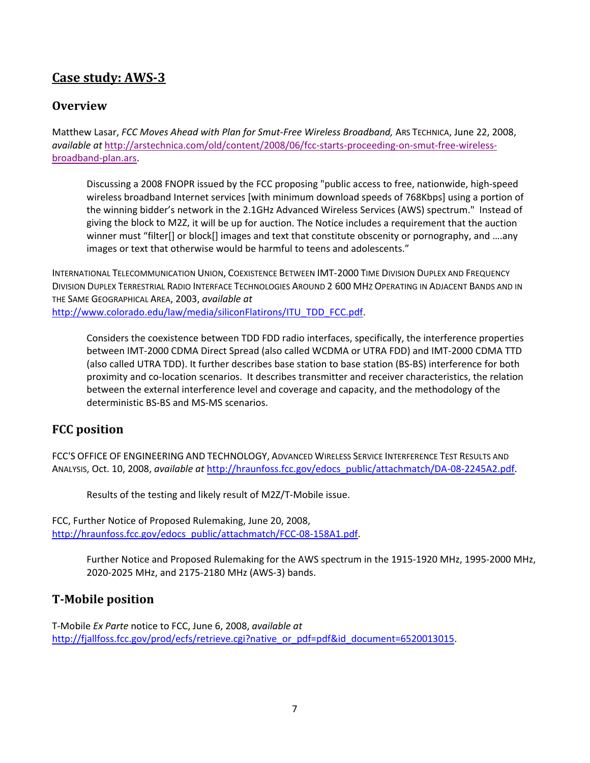## Case study: AWS-3

### Overview

Matthew Lasar, *FCC Moves Ahead with Plan for Smut-Free Wireless Broadband,* ARS TECHNICA, June 22, 2008, *available at* [http://arstechnica.com/old/content/2008/06/fcc-starts-proceeding-on-smut-free-wireless-broadband-plan.ars](http://arstechnica.com/old/content/2008/06/fcc-starts-proceeding-on-smut-free-wireless-broadband-plan.ars).

> Discussing a 2008 FNOPR issued by the FCC proposing "public access to free, nationwide, high-speed wireless broadband Internet services [with minimum download speeds of 768Kbps] using a portion of the winning bidder's network in the 2.1GHz Advanced Wireless Services (AWS) spectrum." Instead of giving the block to M2Z, it will be up for auction. The Notice includes a requirement that the auction winner must "filter[] or block[] images and text that constitute obscenity or pornography, and ….any images or text that otherwise would be harmful to teens and adolescents."

INTERNATIONAL TELECOMMUNICATION UNION, COEXISTENCE BETWEEN IMT-2000 TIME DIVISION DUPLEX AND FREQUENCY DIVISION DUPLEX TERRESTRIAL RADIO INTERFACE TECHNOLOGIES AROUND 2 600 MHZ OPERATING IN ADJACENT BANDS AND IN THE SAME GEOGRAPHICAL AREA, 2003, *available at* [http://www.colorado.edu/law/media/siliconFlatirons/ITU_TDD_FCC.pdf](http://www.colorado.edu/law/media/siliconFlatirons/ITU_TDD_FCC.pdf).

> Considers the coexistence between TDD FDD radio interfaces, specifically, the interference properties between IMT-2000 CDMA Direct Spread (also called WCDMA or UTRA FDD) and IMT-2000 CDMA TTD (also called UTRA TDD). It further describes base station to base station (BS-BS) interference for both proximity and co-location scenarios. It describes transmitter and receiver characteristics, the relation between the external interference level and coverage and capacity, and the methodology of the deterministic BS-BS and MS-MS scenarios.

### FCC position

FCC'S OFFICE OF ENGINEERING AND TECHNOLOGY, ADVANCED WIRELESS SERVICE INTERFERENCE TEST RESULTS AND ANALYSIS, Oct. 10, 2008, *available at* [http://hraunfoss.fcc.gov/edocs_public/attachmatch/DA-08-2245A2.pdf](http://hraunfoss.fcc.gov/edocs_public/attachmatch/DA-08-2245A2.pdf).

> Results of the testing and likely result of M2Z/T-Mobile issue.

FCC, Further Notice of Proposed Rulemaking, June 20, 2008, [http://hraunfoss.fcc.gov/edocs_public/attachmatch/FCC-08-158A1.pdf](http://hraunfoss.fcc.gov/edocs_public/attachmatch/FCC-08-158A1.pdf).

> Further Notice and Proposed Rulemaking for the AWS spectrum in the 1915-1920 MHz, 1995-2000 MHz, 2020-2025 MHz, and 2175-2180 MHz (AWS-3) bands.

### T-Mobile position

T-Mobile *Ex Parte* notice to FCC, June 6, 2008, *available at* [http://fjallfoss.fcc.gov/prod/ecfs/retrieve.cgi?native_or_pdf=pdf&id_document=6520013015](http://fjallfoss.fcc.gov/prod/ecfs/retrieve.cgi?native_or_pdf=pdf&id_document=6520013015).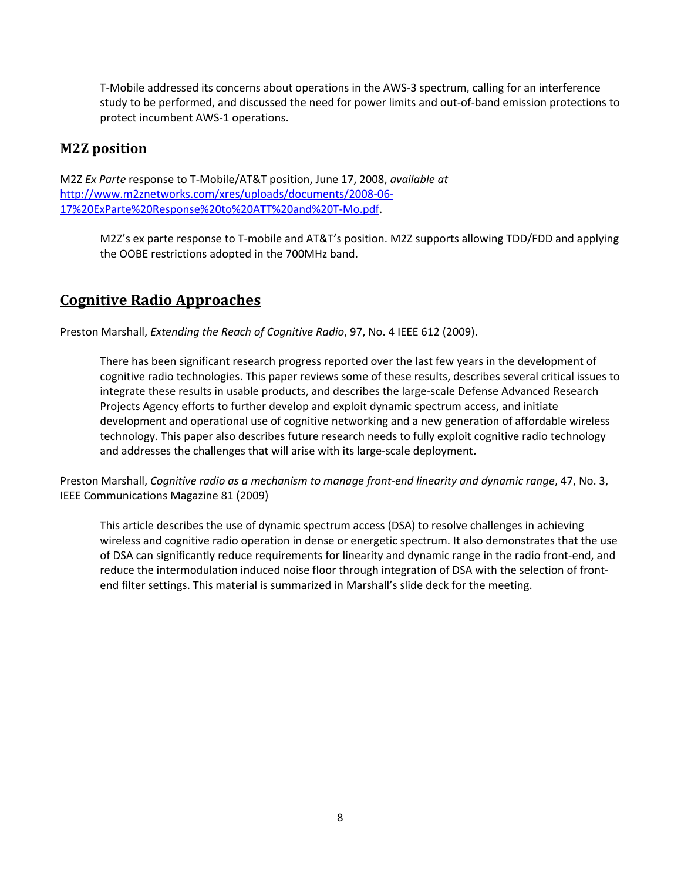T-Mobile addressed its concerns about operations in the AWS-3 spectrum, calling for an interference study to be performed, and discussed the need for power limits and out-of-band emission protections to protect incumbent AWS-1 operations.

### M2Z position

M2Z *Ex Parte* response to T-Mobile/AT&T position, June 17, 2008, *available at* http://www.m2znetworks.com/xres/uploads/documents/2008-06-17%20ExParte%20Response%20to%20ATT%20and%20T-Mo.pdf.

> M2Z's ex parte response to T-mobile and AT&T's position. M2Z supports allowing TDD/FDD and applying the OOBE restrictions adopted in the 700MHz band.

## Cognitive Radio Approaches

Preston Marshall, *Extending the Reach of Cognitive Radio*, 97, No. 4 IEEE 612 (2009).

> There has been significant research progress reported over the last few years in the development of cognitive radio technologies. This paper reviews some of these results, describes several critical issues to integrate these results in usable products, and describes the large-scale Defense Advanced Research Projects Agency efforts to further develop and exploit dynamic spectrum access, and initiate development and operational use of cognitive networking and a new generation of affordable wireless technology. This paper also describes future research needs to fully exploit cognitive radio technology and addresses the challenges that will arise with its large-scale deployment**.**

Preston Marshall, *Cognitive radio as a mechanism to manage front-end linearity and dynamic range*, 47, No. 3, IEEE Communications Magazine 81 (2009)

> This article describes the use of dynamic spectrum access (DSA) to resolve challenges in achieving wireless and cognitive radio operation in dense or energetic spectrum. It also demonstrates that the use of DSA can significantly reduce requirements for linearity and dynamic range in the radio front-end, and reduce the intermodulation induced noise floor through integration of DSA with the selection of front-end filter settings. This material is summarized in Marshall's slide deck for the meeting.